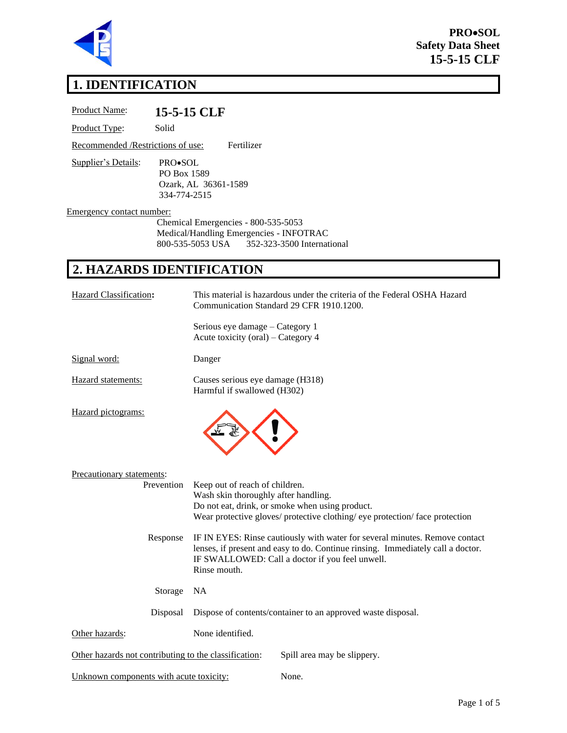**PRO•SOL**
**Safety Data Sheet**
**15-5-15 CLF**

# 1. IDENTIFICATION

Product Name: **15-5-15 CLF**

Product Type: Solid

Recommended /Restrictions of use: Fertilizer

Supplier's Details:
PRO•SOL
PO Box 1589
Ozark, AL 36361-1589
334-774-2515

Emergency contact number:
Chemical Emergencies - 800-535-5053
Medical/Handling Emergencies - INFOTRAC
800-535-5053 USA 352-323-3500 International

# 2. HAZARDS IDENTIFICATION

Hazard Classification: This material is hazardous under the criteria of the Federal OSHA Hazard Communication Standard 29 CFR 1910.1200.

Serious eye damage – Category 1
Acute toxicity (oral) – Category 4

Signal word: Danger

Hazard statements:
Causes serious eye damage (H318)
Harmful if swallowed (H302)

Hazard pictograms:

Precautionary statements:

Prevention
Keep out of reach of children.
Wash skin thoroughly after handling.
Do not eat, drink, or smoke when using product.
Wear protective gloves/ protective clothing/ eye protection/ face protection

Response
IF IN EYES: Rinse cautiously with water for several minutes. Remove contact lenses, if present and easy to do. Continue rinsing. Immediately call a doctor.
IF SWALLOWED: Call a doctor if you feel unwell.
Rinse mouth.

Storage NA

Disposal Dispose of contents/container to an approved waste disposal.

Other hazards: None identified.

Other hazards not contributing to the classification: Spill area may be slippery.

Unknown components with acute toxicity: None.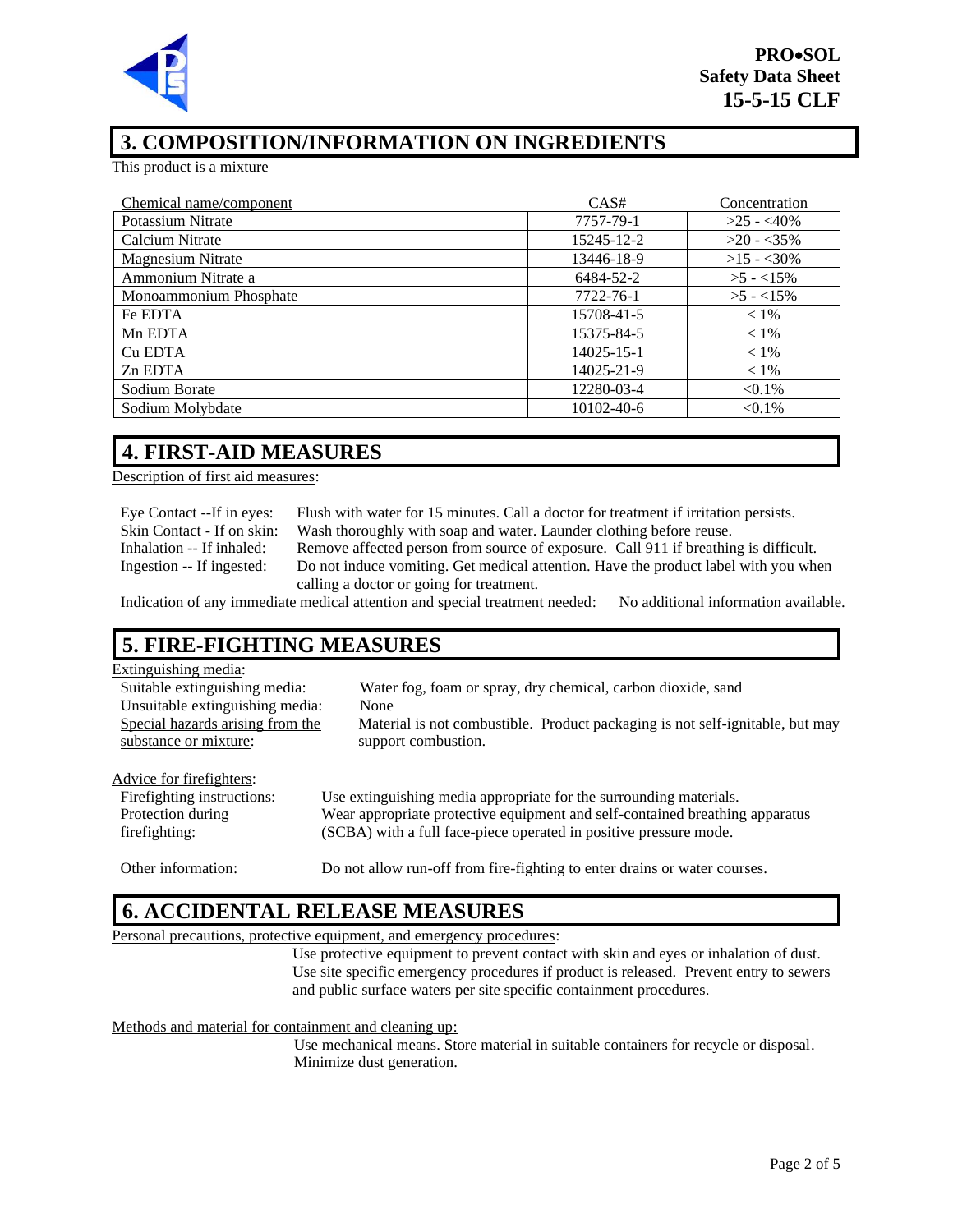## 3. COMPOSITION/INFORMATION ON INGREDIENTS

This product is a mixture

| Chemical name/component | CAS# | Concentration |
|---|---|---|
| Potassium Nitrate | 7757-79-1 | >25 - <40% |
| Calcium Nitrate | 15245-12-2 | >20 - <35% |
| Magnesium Nitrate | 13446-18-9 | >15 - <30% |
| Ammonium Nitrate a | 6484-52-2 | >5 - <15% |
| Monoammonium Phosphate | 7722-76-1 | >5 - <15% |
| Fe EDTA | 15708-41-5 | < 1% |
| Mn EDTA | 15375-84-5 | < 1% |
| Cu EDTA | 14025-15-1 | < 1% |
| Zn EDTA | 14025-21-9 | < 1% |
| Sodium Borate | 12280-03-4 | <0.1% |
| Sodium Molybdate | 10102-40-6 | <0.1% |

## 4. FIRST-AID MEASURES

Description of first aid measures:

Eye Contact --If in eyes: Flush with water for 15 minutes. Call a doctor for treatment if irritation persists.
Skin Contact - If on skin: Wash thoroughly with soap and water. Launder clothing before reuse.
Inhalation -- If inhaled: Remove affected person from source of exposure. Call 911 if breathing is difficult.
Ingestion -- If ingested: Do not induce vomiting. Get medical attention. Have the product label with you when calling a doctor or going for treatment.

Indication of any immediate medical attention and special treatment needed: No additional information available.

## 5. FIRE-FIGHTING MEASURES

Extinguishing media:
Suitable extinguishing media: Water fog, foam or spray, dry chemical, carbon dioxide, sand
Unsuitable extinguishing media: None
Special hazards arising from the substance or mixture: Material is not combustible. Product packaging is not self-ignitable, but may support combustion.

Advice for firefighters:
Firefighting instructions: Use extinguishing media appropriate for the surrounding materials.
Protection during firefighting: Wear appropriate protective equipment and self-contained breathing apparatus (SCBA) with a full face-piece operated in positive pressure mode.

Other information: Do not allow run-off from fire-fighting to enter drains or water courses.

## 6. ACCIDENTAL RELEASE MEASURES

Personal precautions, protective equipment, and emergency procedures:
Use protective equipment to prevent contact with skin and eyes or inhalation of dust. Use site specific emergency procedures if product is released. Prevent entry to sewers and public surface waters per site specific containment procedures.

Methods and material for containment and cleaning up:
Use mechanical means. Store material in suitable containers for recycle or disposal. Minimize dust generation.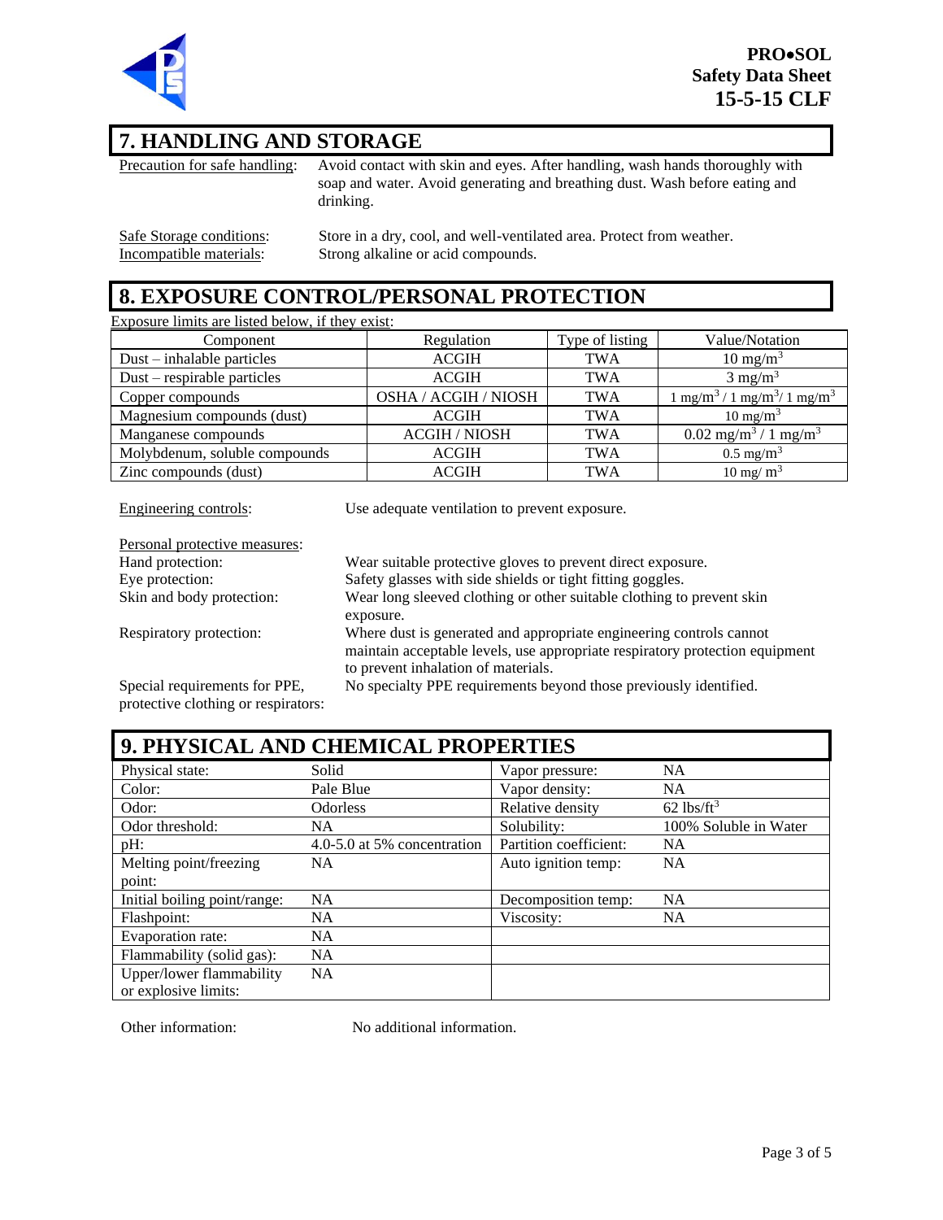## 7. HANDLING AND STORAGE

Precaution for safe handling: Avoid contact with skin and eyes. After handling, wash hands thoroughly with soap and water. Avoid generating and breathing dust. Wash before eating and drinking.

Safe Storage conditions: Store in a dry, cool, and well-ventilated area. Protect from weather.

Incompatible materials: Strong alkaline or acid compounds.

## 8. EXPOSURE CONTROL/PERSONAL PROTECTION

Exposure limits are listed below, if they exist:

| Component | Regulation | Type of listing | Value/Notation |
|---|---|---|---|
| Dust – inhalable particles | ACGIH | TWA | 10 $mg/m^3$ |
| Dust – respirable particles | ACGIH | TWA | 3 $mg/m^3$ |
| Copper compounds | OSHA / ACGIH / NIOSH | TWA | 1 $mg/m^3$ / 1 $mg/m^3$/ 1 $mg/m^3$ |
| Magnesium compounds (dust) | ACGIH | TWA | 10 $mg/m^3$ |
| Manganese compounds | ACGIH / NIOSH | TWA | 0.02 $mg/m^3$ / 1 $mg/m^3$ |
| Molybdenum, soluble compounds | ACGIH | TWA | 0.5 $mg/m^3$ |
| Zinc compounds (dust) | ACGIH | TWA | 10 $mg/ m^3$ |

Engineering controls: Use adequate ventilation to prevent exposure.

Personal protective measures:

Hand protection: Wear suitable protective gloves to prevent direct exposure.

Eye protection: Safety glasses with side shields or tight fitting goggles.

Skin and body protection: Wear long sleeved clothing or other suitable clothing to prevent skin exposure.

Respiratory protection: Where dust is generated and appropriate engineering controls cannot maintain acceptable levels, use appropriate respiratory protection equipment to prevent inhalation of materials.

Special requirements for PPE, protective clothing or respirators: No specialty PPE requirements beyond those previously identified.

## 9. PHYSICAL AND CHEMICAL PROPERTIES

| | | | |
|---|---|---|---|
| Physical state: | Solid | Vapor pressure: | NA |
| Color: | Pale Blue | Vapor density: | NA |
| Odor: | Odorless | Relative density | 62 $lbs/ft^3$ |
| Odor threshold: | NA | Solubility: | 100% Soluble in Water |
| pH: | 4.0-5.0 at 5% concentration | Partition coefficient: | NA |
| Melting point/freezing point: | NA | Auto ignition temp: | NA |
| Initial boiling point/range: | NA | Decomposition temp: | NA |
| Flashpoint: | NA | Viscosity: | NA |
| Evaporation rate: | NA | | |
| Flammability (solid gas): | NA | | |
| Upper/lower flammability or explosive limits: | NA | | |

Other information: No additional information.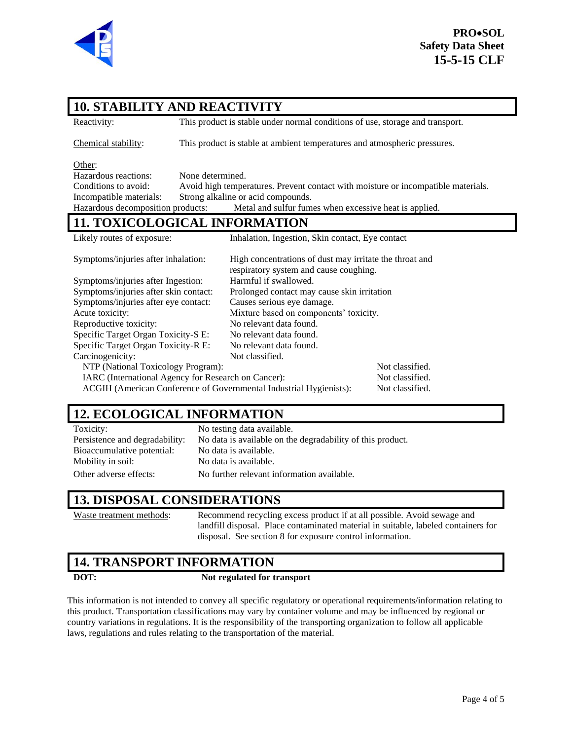## 10. STABILITY AND REACTIVITY

Reactivity: This product is stable under normal conditions of use, storage and transport.

Chemical stability: This product is stable at ambient temperatures and atmospheric pressures.

Other:

| | |
|---|---|
| Hazardous reactions: | None determined. |
| Conditions to avoid: | Avoid high temperatures. Prevent contact with moisture or incompatible materials. |
| Incompatible materials: | Strong alkaline or acid compounds. |
| Hazardous decomposition products: | Metal and sulfur fumes when excessive heat is applied. |

## 11. TOXICOLOGICAL INFORMATION

| | |
|---|---|
| Likely routes of exposure: | Inhalation, Ingestion, Skin contact, Eye contact |
| Symptoms/injuries after inhalation: | High concentrations of dust may irritate the throat and respiratory system and cause coughing. |
| Symptoms/injuries after Ingestion: | Harmful if swallowed. |
| Symptoms/injuries after skin contact: | Prolonged contact may cause skin irritation |
| Symptoms/injuries after eye contact: | Causes serious eye damage. |
| Acute toxicity: | Mixture based on components' toxicity. |
| Reproductive toxicity: | No relevant data found. |
| Specific Target Organ Toxicity-S E: | No relevant data found. |
| Specific Target Organ Toxicity-R E: | No relevant data found. |
| Carcinogenicity: | Not classified. |

| | |
|---|---|
| NTP (National Toxicology Program): | Not classified. |
| IARC (International Agency for Research on Cancer): | Not classified. |
| ACGIH (American Conference of Governmental Industrial Hygienists): | Not classified. |

## 12. ECOLOGICAL INFORMATION

| | |
|---|---|
| Toxicity: | No testing data available. |
| Persistence and degradability: | No data is available on the degradability of this product. |
| Bioaccumulative potential: | No data is available. |
| Mobility in soil: | No data is available. |
| Other adverse effects: | No further relevant information available. |

## 13. DISPOSAL CONSIDERATIONS

Waste treatment methods: Recommend recycling excess product if at all possible. Avoid sewage and landfill disposal. Place contaminated material in suitable, labeled containers for disposal. See section 8 for exposure control information.

## 14. TRANSPORT INFORMATION

**DOT:** **Not regulated for transport**

This information is not intended to convey all specific regulatory or operational requirements/information relating to this product. Transportation classifications may vary by container volume and may be influenced by regional or country variations in regulations. It is the responsibility of the transporting organization to follow all applicable laws, regulations and rules relating to the transportation of the material.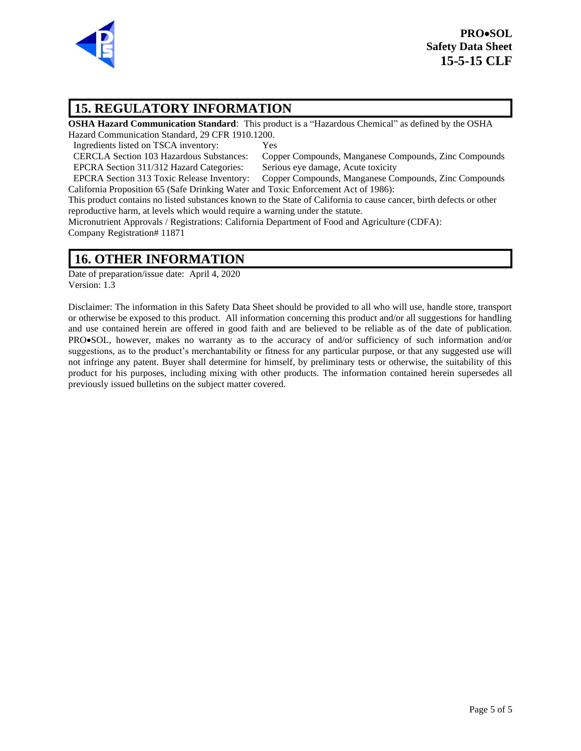## 15. REGULATORY INFORMATION

**OSHA Hazard Communication Standard**: This product is a "Hazardous Chemical" as defined by the OSHA Hazard Communication Standard, 29 CFR 1910.1200.

| | |
|---|---|
| Ingredients listed on TSCA inventory: | Yes |
| CERCLA Section 103 Hazardous Substances: | Copper Compounds, Manganese Compounds, Zinc Compounds |
| EPCRA Section 311/312 Hazard Categories: | Serious eye damage, Acute toxicity |
| EPCRA Section 313 Toxic Release Inventory: | Copper Compounds, Manganese Compounds, Zinc Compounds |

California Proposition 65 (Safe Drinking Water and Toxic Enforcement Act of 1986):
This product contains no listed substances known to the State of California to cause cancer, birth defects or other reproductive harm, at levels which would require a warning under the statute.
Micronutrient Approvals / Registrations: California Department of Food and Agriculture (CDFA):
Company Registration# 11871

## 16. OTHER INFORMATION

Date of preparation/issue date: April 4, 2020
Version: 1.3

Disclaimer: The information in this Safety Data Sheet should be provided to all who will use, handle store, transport or otherwise be exposed to this product. All information concerning this product and/or all suggestions for handling and use contained herein are offered in good faith and are believed to be reliable as of the date of publication. PRO•SOL, however, makes no warranty as to the accuracy of and/or sufficiency of such information and/or suggestions, as to the product's merchantability or fitness for any particular purpose, or that any suggested use will not infringe any patent. Buyer shall determine for himself, by preliminary tests or otherwise, the suitability of this product for his purposes, including mixing with other products. The information contained herein supersedes all previously issued bulletins on the subject matter covered.